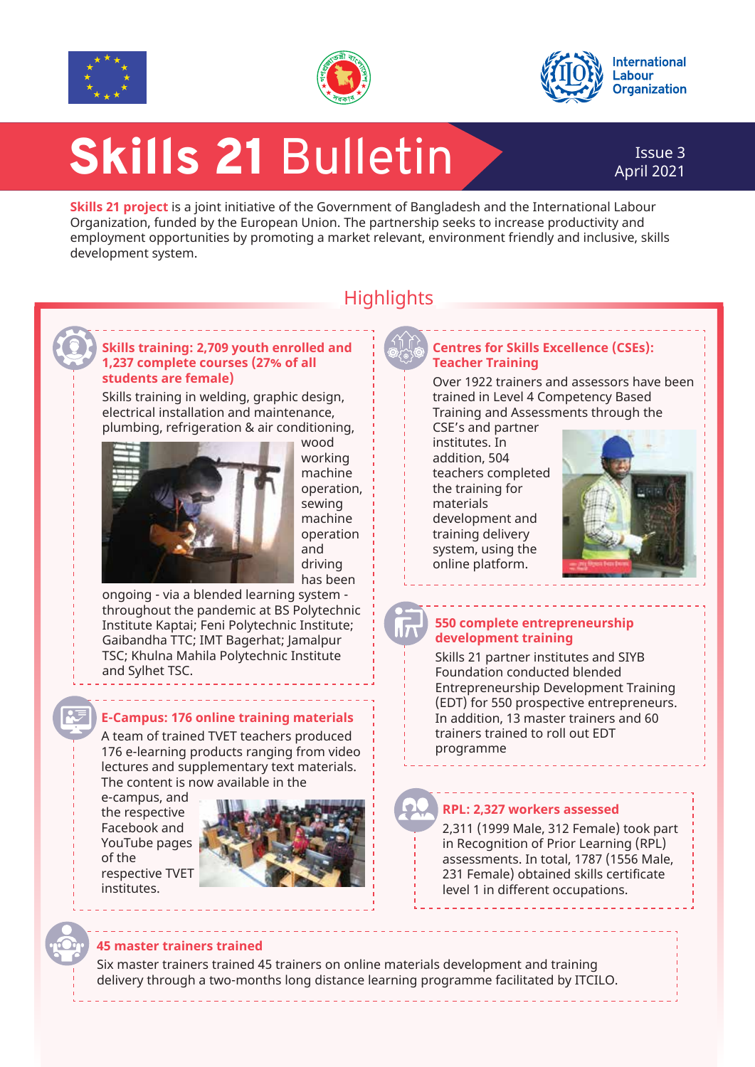# Skills 21 Bulletin

Issue 3
April 2021

**Skills 21 project** is a joint initiative of the Government of Bangladesh and the International Labour Organization, funded by the European Union. The partnership seeks to increase productivity and employment opportunities by promoting a market relevant, environment friendly and inclusive, skills development system.

## Highlights

### Skills training: 2,709 youth enrolled and 1,237 complete courses (27% of all students are female)

Skills training in welding, graphic design, electrical installation and maintenance, plumbing, refrigeration & air conditioning, wood working machine operation, sewing machine operation and driving has been ongoing - via a blended learning system - throughout the pandemic at BS Polytechnic Institute Kaptai; Feni Polytechnic Institute; Gaibandha TTC; IMT Bagerhat; Jamalpur TSC; Khulna Mahila Polytechnic Institute and Sylhet TSC.

### E-Campus: 176 online training materials

A team of trained TVET teachers produced 176 e-learning products ranging from video lectures and supplementary text materials. The content is now available in the e-campus, and the respective Facebook and YouTube pages of the respective TVET institutes.

### Centres for Skills Excellence (CSEs): Teacher Training

Over 1922 trainers and assessors have been trained in Level 4 Competency Based Training and Assessments through the CSE's and partner institutes. In addition, 504 teachers completed the training for materials development and training delivery system, using the online platform.

### 550 complete entrepreneurship development training

Skills 21 partner institutes and SIYB Foundation conducted blended Entrepreneurship Development Training (EDT) for 550 prospective entrepreneurs. In addition, 13 master trainers and 60 trainers trained to roll out EDT programme

### RPL: 2,327 workers assessed

2,311 (1999 Male, 312 Female) took part in Recognition of Prior Learning (RPL) assessments. In total, 1787 (1556 Male, 231 Female) obtained skills certificate level 1 in different occupations.

### 45 master trainers trained

Six master trainers trained 45 trainers on online materials development and training delivery through a two-months long distance learning programme facilitated by ITCILO.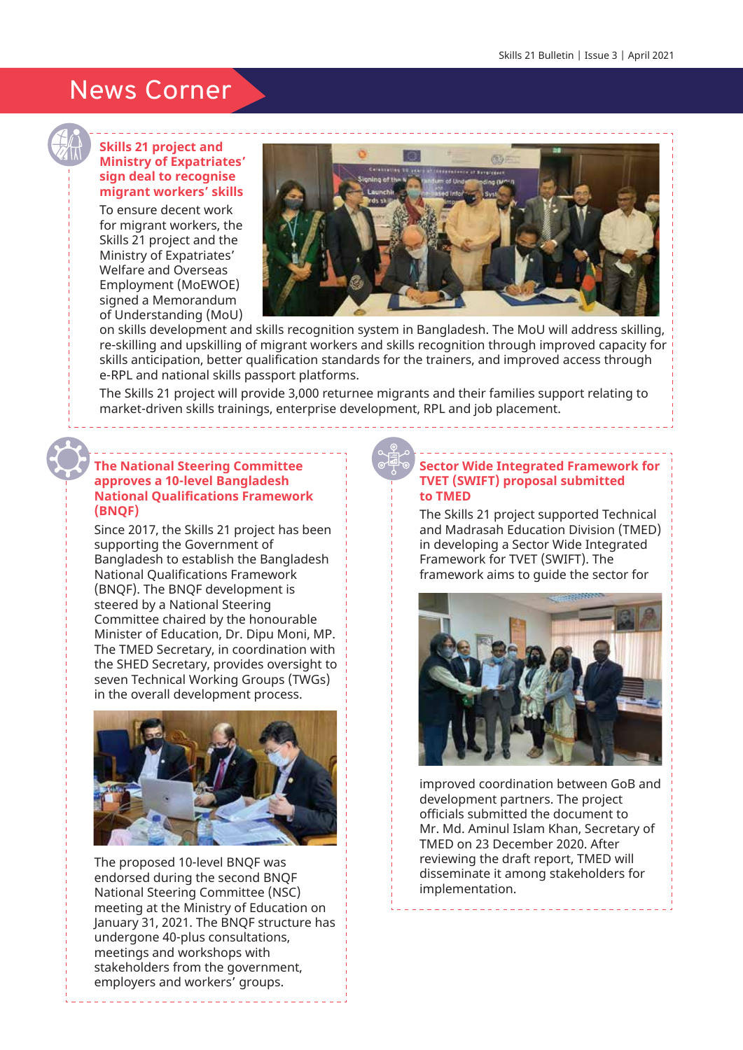# News Corner

## Skills 21 project and Ministry of Expatriates' sign deal to recognise migrant workers' skills

To ensure decent work for migrant workers, the Skills 21 project and the Ministry of Expatriates' Welfare and Overseas Employment (MoEWOE) signed a Memorandum of Understanding (MoU) on skills development and skills recognition system in Bangladesh. The MoU will address skilling, re-skilling and upskilling of migrant workers and skills recognition through improved capacity for skills anticipation, better qualification standards for the trainers, and improved access through e-RPL and national skills passport platforms.

The Skills 21 project will provide 3,000 returnee migrants and their families support relating to market-driven skills trainings, enterprise development, RPL and job placement.

## The National Steering Committee approves a 10-level Bangladesh National Qualifications Framework (BNQF)

Since 2017, the Skills 21 project has been supporting the Government of Bangladesh to establish the Bangladesh National Qualifications Framework (BNQF). The BNQF development is steered by a National Steering Committee chaired by the honourable Minister of Education, Dr. Dipu Moni, MP. The TMED Secretary, in coordination with the SHED Secretary, provides oversight to seven Technical Working Groups (TWGs) in the overall development process.

The proposed 10-level BNQF was endorsed during the second BNQF National Steering Committee (NSC) meeting at the Ministry of Education on January 31, 2021. The BNQF structure has undergone 40-plus consultations, meetings and workshops with stakeholders from the government, employers and workers' groups.

## Sector Wide Integrated Framework for TVET (SWIFT) proposal submitted to TMED

The Skills 21 project supported Technical and Madrasah Education Division (TMED) in developing a Sector Wide Integrated Framework for TVET (SWIFT). The framework aims to guide the sector for improved coordination between GoB and development partners. The project officials submitted the document to Mr. Md. Aminul Islam Khan, Secretary of TMED on 23 December 2020. After reviewing the draft report, TMED will disseminate it among stakeholders for implementation.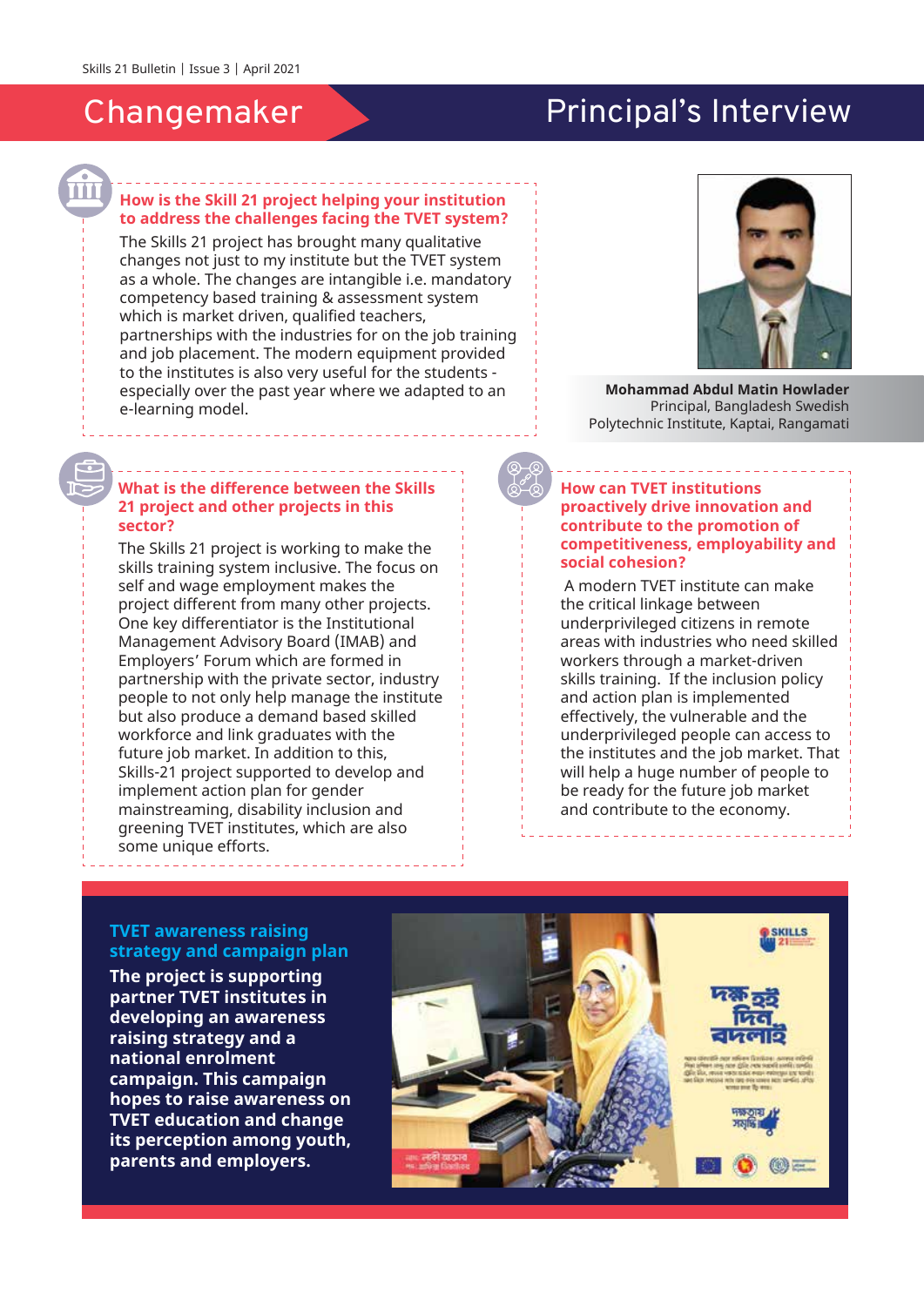# Changemaker

# Principal's Interview

**Mohammad Abdul Matin Howlader**
Principal, Bangladesh Swedish Polytechnic Institute, Kaptai, Rangamati

### How is the Skill 21 project helping your institution to address the challenges facing the TVET system?

The Skills 21 project has brought many qualitative changes not just to my institute but the TVET system as a whole. The changes are intangible i.e. mandatory competency based training & assessment system which is market driven, qualified teachers, partnerships with the industries for on the job training and job placement. The modern equipment provided to the institutes is also very useful for the students - especially over the past year where we adapted to an e-learning model.

### What is the difference between the Skills 21 project and other projects in this sector?

The Skills 21 project is working to make the skills training system inclusive. The focus on self and wage employment makes the project different from many other projects. One key differentiator is the Institutional Management Advisory Board (IMAB) and Employers' Forum which are formed in partnership with the private sector, industry people to not only help manage the institute but also produce a demand based skilled workforce and link graduates with the future job market. In addition to this, Skills-21 project supported to develop and implement action plan for gender mainstreaming, disability inclusion and greening TVET institutes, which are also some unique efforts.

### How can TVET institutions proactively drive innovation and contribute to the promotion of competitiveness, employability and social cohesion?

A modern TVET institute can make the critical linkage between underprivileged citizens in remote areas with industries who need skilled workers through a market-driven skills training. If the inclusion policy and action plan is implemented effectively, the vulnerable and the underprivileged people can access to the institutes and the job market. That will help a huge number of people to be ready for the future job market and contribute to the economy.

### TVET awareness raising strategy and campaign plan

**The project is supporting partner TVET institutes in developing an awareness raising strategy and a national enrolment campaign. This campaign hopes to raise awareness on TVET education and change its perception among youth, parents and employers.**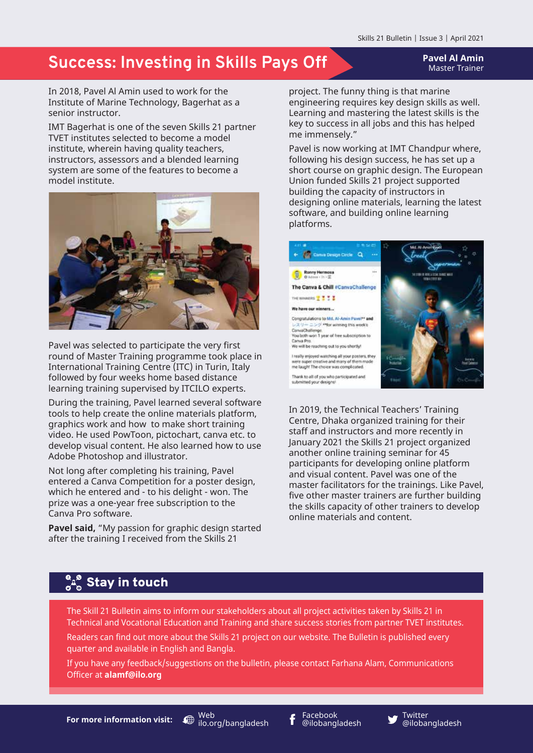# Success: Investing in Skills Pays Off

**Pavel Al Amin**
Master Trainer

In 2018, Pavel Al Amin used to work for the Institute of Marine Technology, Bagerhat as a senior instructor.

IMT Bagerhat is one of the seven Skills 21 partner TVET institutes selected to become a model institute, wherein having quality teachers, instructors, assessors and a blended learning system are some of the features to become a model institute.

Pavel was selected to participate the very first round of Master Training programme took place in International Training Centre (ITC) in Turin, Italy followed by four weeks home based distance learning training supervised by ITCILO experts.

During the training, Pavel learned several software tools to help create the online materials platform, graphics work and how to make short training video. He used PowToon, pictochart, canva etc. to develop visual content. He also learned how to use Adobe Photoshop and illustrator.

Not long after completing his training, Pavel entered a Canva Competition for a poster design, which he entered and - to his delight - won. The prize was a one-year free subscription to the Canva Pro software.

**Pavel said,** "My passion for graphic design started after the training I received from the Skills 21 project. The funny thing is that marine engineering requires key design skills as well. Learning and mastering the latest skills is the key to success in all jobs and this has helped me immensely."

Pavel is now working at IMT Chandpur where, following his design success, he has set up a short course on graphic design. The European Union funded Skills 21 project supported building the capacity of instructors in designing online materials, learning the latest software, and building online learning platforms.

In 2019, the Technical Teachers' Training Centre, Dhaka organized training for their staff and instructors and more recently in January 2021 the Skills 21 project organized another online training seminar for 45 participants for developing online platform and visual content. Pavel was one of the master facilitators for the trainings. Like Pavel, five other master trainers are further building the skills capacity of other trainers to develop online materials and content.

## Stay in touch

The Skill 21 Bulletin aims to inform our stakeholders about all project activities taken by Skills 21 in Technical and Vocational Education and Training and share success stories from partner TVET institutes.

Readers can find out more about the Skills 21 project on our website. The Bulletin is published every quarter and available in English and Bangla.

If you have any feedback/suggestions on the bulletin, please contact Farhana Alam, Communications Officer at **alamf@ilo.org**

**For more information visit:** Web ilo.org/bangladesh | Facebook @ilobangladesh | Twitter @ilobangladesh